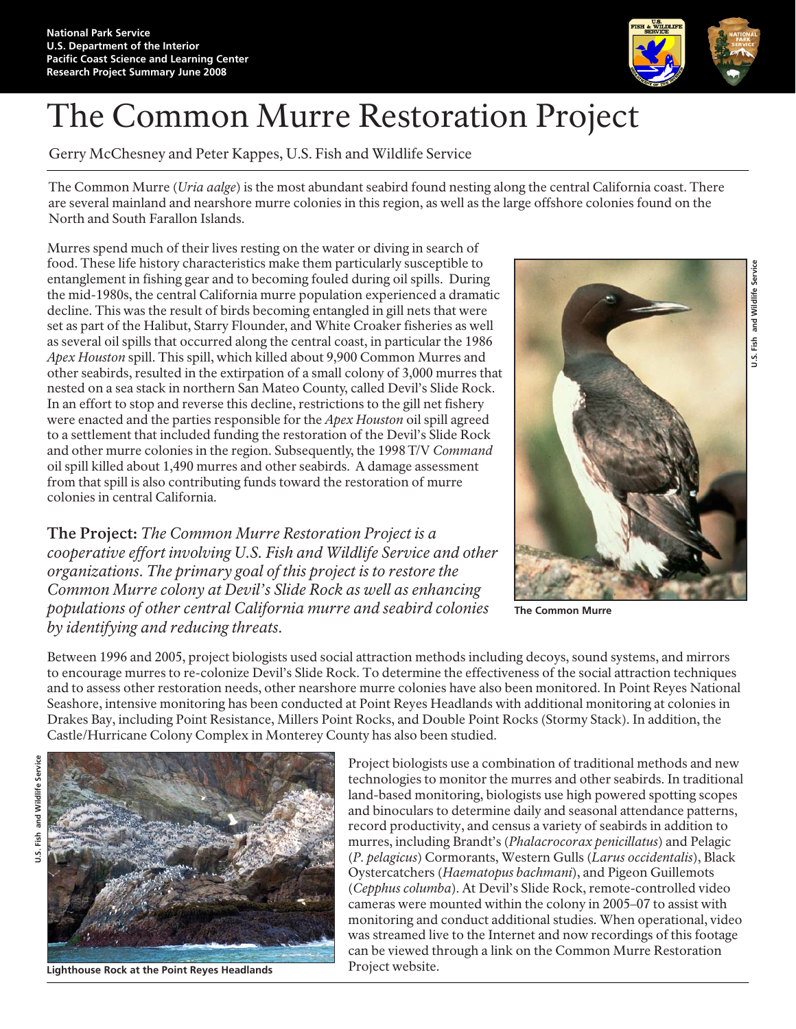National Park Service
U.S. Department of the Interior
Pacific Coast Science and Learning Center
Research Project Summary June 2008

# The Common Murre Restoration Project

Gerry McChesney and Peter Kappes, U.S. Fish and Wildlife Service

The Common Murre (*Uria aalge*) is the most abundant seabird found nesting along the central California coast. There are several mainland and nearshore murre colonies in this region, as well as the large offshore colonies found on the North and South Farallon Islands.

Murres spend much of their lives resting on the water or diving in search of food. These life history characteristics make them particularly susceptible to entanglement in fishing gear and to becoming fouled during oil spills. During the mid-1980s, the central California murre population experienced a dramatic decline. This was the result of birds becoming entangled in gill nets that were set as part of the Halibut, Starry Flounder, and White Croaker fisheries as well as several oil spills that occurred along the central coast, in particular the 1986 *Apex Houston* spill. This spill, which killed about 9,900 Common Murres and other seabirds, resulted in the extirpation of a small colony of 3,000 murres that nested on a sea stack in northern San Mateo County, called Devil's Slide Rock. In an effort to stop and reverse this decline, restrictions to the gill net fishery were enacted and the parties responsible for the *Apex Houston* oil spill agreed to a settlement that included funding the restoration of the Devil's Slide Rock and other murre colonies in the region. Subsequently, the 1998 T/V *Command* oil spill killed about 1,490 murres and other seabirds. A damage assessment from that spill is also contributing funds toward the restoration of murre colonies in central California.

The Common Murre

**The Project:** *The Common Murre Restoration Project is a cooperative effort involving U.S. Fish and Wildlife Service and other organizations. The primary goal of this project is to restore the Common Murre colony at Devil's Slide Rock as well as enhancing populations of other central California murre and seabird colonies by identifying and reducing threats.*

Between 1996 and 2005, project biologists used social attraction methods including decoys, sound systems, and mirrors to encourage murres to re-colonize Devil's Slide Rock. To determine the effectiveness of the social attraction techniques and to assess other restoration needs, other nearshore murre colonies have also been monitored. In Point Reyes National Seashore, intensive monitoring has been conducted at Point Reyes Headlands with additional monitoring at colonies in Drakes Bay, including Point Resistance, Millers Point Rocks, and Double Point Rocks (Stormy Stack). In addition, the Castle/Hurricane Colony Complex in Monterey County has also been studied.

Lighthouse Rock at the Point Reyes Headlands

Project biologists use a combination of traditional methods and new technologies to monitor the murres and other seabirds. In traditional land-based monitoring, biologists use high powered spotting scopes and binoculars to determine daily and seasonal attendance patterns, record productivity, and census a variety of seabirds in addition to murres, including Brandt's (*Phalacrocorax penicillatus*) and Pelagic (*P. pelagicus*) Cormorants, Western Gulls (*Larus occidentalis*), Black Oystercatchers (*Haematopus bachmani*), and Pigeon Guillemots (*Cepphus columba*). At Devil's Slide Rock, remote-controlled video cameras were mounted within the colony in 2005–07 to assist with monitoring and conduct additional studies. When operational, video was streamed live to the Internet and now recordings of this footage can be viewed through a link on the Common Murre Restoration Project website.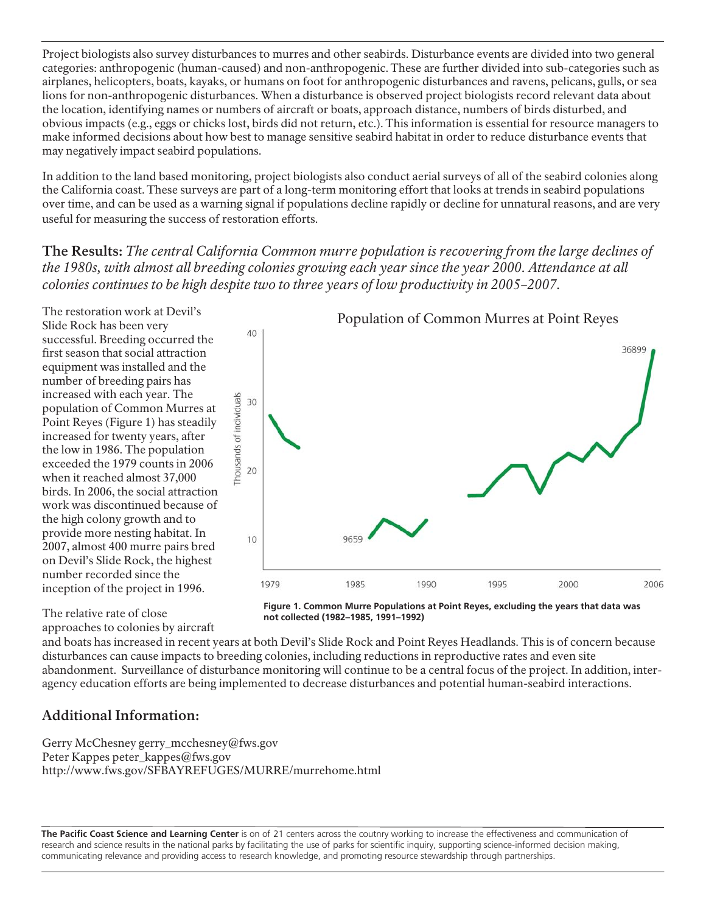Project biologists also survey disturbances to murres and other seabirds. Disturbance events are divided into two general categories: anthropogenic (human-caused) and non-anthropogenic. These are further divided into sub-categories such as airplanes, helicopters, boats, kayaks, or humans on foot for anthropogenic disturbances and ravens, pelicans, gulls, or sea lions for non-anthropogenic disturbances. When a disturbance is observed project biologists record relevant data about the location, identifying names or numbers of aircraft or boats, approach distance, numbers of birds disturbed, and obvious impacts (e.g., eggs or chicks lost, birds did not return, etc.). This information is essential for resource managers to make informed decisions about how best to manage sensitive seabird habitat in order to reduce disturbance events that may negatively impact seabird populations.

In addition to the land based monitoring, project biologists also conduct aerial surveys of all of the seabird colonies along the California coast. These surveys are part of a long-term monitoring effort that looks at trends in seabird populations over time, and can be used as a warning signal if populations decline rapidly or decline for unnatural reasons, and are very useful for measuring the success of restoration efforts.

**The Results:** *The central California Common murre population is recovering from the large declines of the 1980s, with almost all breeding colonies growing each year since the year 2000. Attendance at all colonies continues to be high despite two to three years of low productivity in 2005–2007.*

The restoration work at Devil's Slide Rock has been very successful. Breeding occurred the first season that social attraction equipment was installed and the number of breeding pairs has increased with each year. The population of Common Murres at Point Reyes (Figure 1) has steadily increased for twenty years, after the low in 1986. The population exceeded the 1979 counts in 2006 when it reached almost 37,000 birds. In 2006, the social attraction work was discontinued because of the high colony growth and to provide more nesting habitat. In 2007, almost 400 murre pairs bred on Devil's Slide Rock, the highest number recorded since the inception of the project in 1996.

Population of Common Murres at Point Reyes

Thousands of individuals

40
30
20
10

1979
1985
1990
1995
2000
2006

9659
36899

**Figure 1. Common Murre Populations at Point Reyes, excluding the years that data was not collected (1982–1985, 1991–1992)**

The relative rate of close approaches to colonies by aircraft and boats has increased in recent years at both Devil's Slide Rock and Point Reyes Headlands. This is of concern because disturbances can cause impacts to breeding colonies, including reductions in reproductive rates and even site abandonment. Surveillance of disturbance monitoring will continue to be a central focus of the project. In addition, inter-agency education efforts are being implemented to decrease disturbances and potential human-seabird interactions.

## Additional Information:

Gerry McChesney gerry_mcchesney@fws.gov
Peter Kappes peter_kappes@fws.gov
http://www.fws.gov/SFBAYREFUGES/MURRE/murrehome.html

**The Pacific Coast Science and Learning Center** is on of 21 centers across the coutnry working to increase the effectiveness and communication of research and science results in the national parks by facilitating the use of parks for scientific inquiry, supporting science-informed decision making, communicating relevance and providing access to research knowledge, and promoting resource stewardship through partnerships.